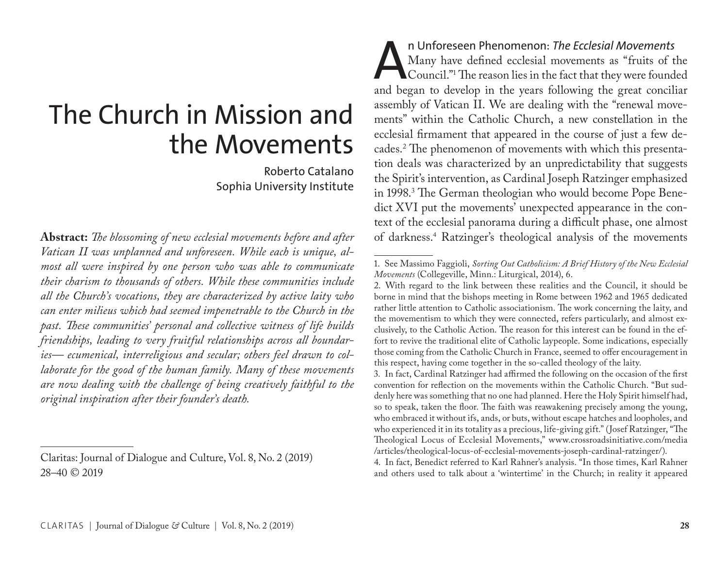# The Church in Mission and the Movements

Roberto Catalano
Sophia University Institute

**Abstract:** *The blossoming of new ecclesial movements before and after Vatican II was unplanned and unforeseen. While each is unique, almost all were inspired by one person who was able to communicate their charism to thousands of others. While these communities include all the Church's vocations, they are characterized by active laity who can enter milieus which had seemed impenetrable to the Church in the past. These communities' personal and collective witness of life builds friendships, leading to very fruitful relationships across all boundaries— ecumenical, interreligious and secular; others feel drawn to collaborate for the good of the human family. Many of these movements are now dealing with the challenge of being creatively faithful to the original inspiration after their founder's death.*

Claritas: Journal of Dialogue and Culture, Vol. 8, No. 2 (2019) 28–40 © 2019

## An Unforeseen Phenomenon: *The Ecclesial Movements*

Many have defined ecclesial movements as "fruits of the Council."[1] The reason lies in the fact that they were founded and began to develop in the years following the great conciliar assembly of Vatican II. We are dealing with the "renewal movements" within the Catholic Church, a new constellation in the ecclesial firmament that appeared in the course of just a few decades.[2] The phenomenon of movements with which this presentation deals was characterized by an unpredictability that suggests the Spirit's intervention, as Cardinal Joseph Ratzinger emphasized in 1998.[3] The German theologian who would become Pope Benedict XVI put the movements' unexpected appearance in the context of the ecclesial panorama during a difficult phase, one almost of darkness.[4] Ratzinger's theological analysis of the movements

---

1. See Massimo Faggioli, *Sorting Out Catholicism: A Brief History of the New Ecclesial Movements* (Collegeville, Minn.: Liturgical, 2014), 6.

2. With regard to the link between these realities and the Council, it should be borne in mind that the bishops meeting in Rome between 1962 and 1965 dedicated rather little attention to Catholic associationism. The work concerning the laity, and the movementism to which they were connected, refers particularly, and almost exclusively, to the Catholic Action. The reason for this interest can be found in the effort to revive the traditional elite of Catholic laypeople. Some indications, especially those coming from the Catholic Church in France, seemed to offer encouragement in this respect, having come together in the so-called theology of the laity.

3. In fact, Cardinal Ratzinger had affirmed the following on the occasion of the first convention for reflection on the movements within the Catholic Church. "But suddenly here was something that no one had planned. Here the Holy Spirit himself had, so to speak, taken the floor. The faith was reawakening precisely among the young, who embraced it without ifs, ands, or buts, without escape hatches and loopholes, and who experienced it in its totality as a precious, life-giving gift." (Josef Ratzinger, "The Theological Locus of Ecclesial Movements," www.crossroadsinitiative.com/media/articles/theological-locus-of-ecclesial-movements-joseph-cardinal-ratzinger/).

4. In fact, Benedict referred to Karl Rahner's analysis. "In those times, Karl Rahner and others used to talk about a 'wintertime' in the Church; in reality it appeared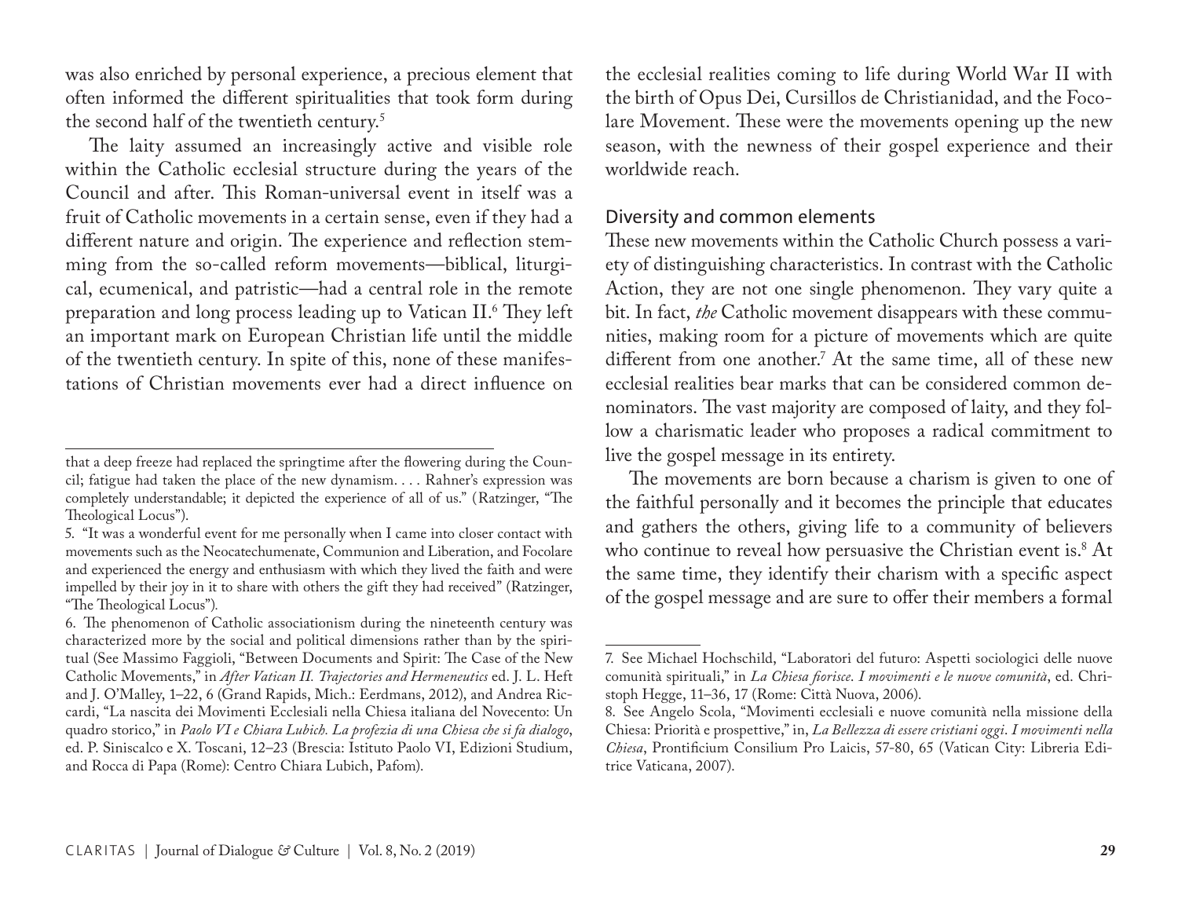was also enriched by personal experience, a precious element that often informed the different spiritualities that took form during the second half of the twentieth century.[5]

The laity assumed an increasingly active and visible role within the Catholic ecclesial structure during the years of the Council and after. This Roman-universal event in itself was a fruit of Catholic movements in a certain sense, even if they had a different nature and origin. The experience and reflection stemming from the so-called reform movements—biblical, liturgical, ecumenical, and patristic—had a central role in the remote preparation and long process leading up to Vatican II.[6] They left an important mark on European Christian life until the middle of the twentieth century. In spite of this, none of these manifestations of Christian movements ever had a direct influence on the ecclesial realities coming to life during World War II with the birth of Opus Dei, Cursillos de Christianidad, and the Focolare Movement. These were the movements opening up the new season, with the newness of their gospel experience and their worldwide reach.

## Diversity and common elements

These new movements within the Catholic Church possess a variety of distinguishing characteristics. In contrast with the Catholic Action, they are not one single phenomenon. They vary quite a bit. In fact, *the* Catholic movement disappears with these communities, making room for a picture of movements which are quite different from one another.[7] At the same time, all of these new ecclesial realities bear marks that can be considered common denominators. The vast majority are composed of laity, and they follow a charismatic leader who proposes a radical commitment to live the gospel message in its entirety.

The movements are born because a charism is given to one of the faithful personally and it becomes the principle that educates and gathers the others, giving life to a community of believers who continue to reveal how persuasive the Christian event is.[8] At the same time, they identify their charism with a specific aspect of the gospel message and are sure to offer their members a formal

---

that a deep freeze had replaced the springtime after the flowering during the Council; fatigue had taken the place of the new dynamism. . . . Rahner's expression was completely understandable; it depicted the experience of all of us." (Ratzinger, "The Theological Locus").

5. "It was a wonderful event for me personally when I came into closer contact with movements such as the Neocatechumenate, Communion and Liberation, and Focolare and experienced the energy and enthusiasm with which they lived the faith and were impelled by their joy in it to share with others the gift they had received" (Ratzinger, "The Theological Locus").

6. The phenomenon of Catholic associationism during the nineteenth century was characterized more by the social and political dimensions rather than by the spiritual (See Massimo Faggioli, "Between Documents and Spirit: The Case of the New Catholic Movements," in *After Vatican II. Trajectories and Hermeneutics* ed. J. L. Heft and J. O'Malley, 1–22, 6 (Grand Rapids, Mich.: Eerdmans, 2012), and Andrea Riccardi, "La nascita dei Movimenti Ecclesiali nella Chiesa italiana del Novecento: Un quadro storico," in *Paolo VI e Chiara Lubich. La profezia di una Chiesa che si fa dialogo*, ed. P. Siniscalco e X. Toscani, 12–23 (Brescia: Istituto Paolo VI, Edizioni Studium, and Rocca di Papa (Rome): Centro Chiara Lubich, Pafom).

7. See Michael Hochschild, "Laboratori del futuro: Aspetti sociologici delle nuove comunità spirituali," in *La Chiesa fiorisce. I movimenti e le nuove comunità*, ed. Christoph Hegge, 11–36, 17 (Rome: Città Nuova, 2006).

8. See Angelo Scola, "Movimenti ecclesiali e nuove comunità nella missione della Chiesa: Priorità e prospettive," in, *La Bellezza di essere cristiani oggi. I movimenti nella Chiesa*, Prontificium Consilium Pro Laicis, 57-80, 65 (Vatican City: Libreria Editrice Vaticana, 2007).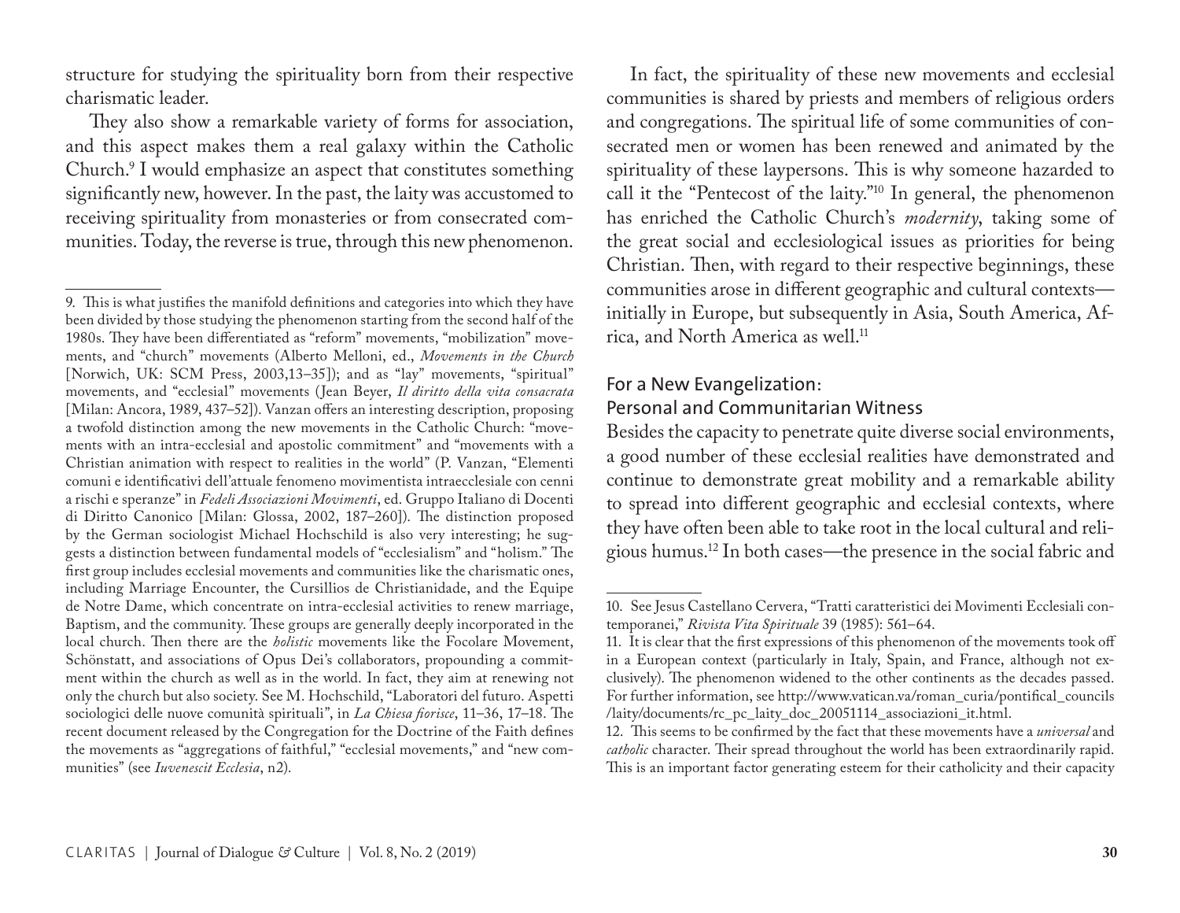structure for studying the spirituality born from their respective charismatic leader.

They also show a remarkable variety of forms for association, and this aspect makes them a real galaxy within the Catholic Church.[9] I would emphasize an aspect that constitutes something significantly new, however. In the past, the laity was accustomed to receiving spirituality from monasteries or from consecrated communities. Today, the reverse is true, through this new phenomenon.

In fact, the spirituality of these new movements and ecclesial communities is shared by priests and members of religious orders and congregations. The spiritual life of some communities of consecrated men or women has been renewed and animated by the spirituality of these laypersons. This is why someone hazarded to call it the "Pentecost of the laity."[10] In general, the phenomenon has enriched the Catholic Church's *modernity*, taking some of the great social and ecclesiological issues as priorities for being Christian. Then, with regard to their respective beginnings, these communities arose in different geographic and cultural contexts—initially in Europe, but subsequently in Asia, South America, Africa, and North America as well.[11]

## For a New Evangelization: Personal and Communitarian Witness

Besides the capacity to penetrate quite diverse social environments, a good number of these ecclesial realities have demonstrated and continue to demonstrate great mobility and a remarkable ability to spread into different geographic and ecclesial contexts, where they have often been able to take root in the local cultural and religious humus.[12] In both cases—the presence in the social fabric and

---

9. This is what justifies the manifold definitions and categories into which they have been divided by those studying the phenomenon starting from the second half of the 1980s. They have been differentiated as "reform" movements, "mobilization" movements, and "church" movements (Alberto Melloni, ed., *Movements in the Church* [Norwich, UK: SCM Press, 2003,13–35]); and as "lay" movements, "spiritual" movements, and "ecclesial" movements (Jean Beyer, *Il diritto della vita consacrata* [Milan: Ancora, 1989, 437–52]). Vanzan offers an interesting description, proposing a twofold distinction among the new movements in the Catholic Church: "movements with an intra-ecclesial and apostolic commitment" and "movements with a Christian animation with respect to realities in the world" (P. Vanzan, "Elementi comuni e identificativi dell'attuale fenomeno movimentista intraecclesiale con cenni a rischi e speranze" in *Fedeli Associazioni Movimenti*, ed. Gruppo Italiano di Docenti di Diritto Canonico [Milan: Glossa, 2002, 187–260]). The distinction proposed by the German sociologist Michael Hochschild is also very interesting; he suggests a distinction between fundamental models of "ecclesialism" and "holism." The first group includes ecclesial movements and communities like the charismatic ones, including Marriage Encounter, the Cursillios de Christianidade, and the Equipe de Notre Dame, which concentrate on intra-ecclesial activities to renew marriage, Baptism, and the community. These groups are generally deeply incorporated in the local church. Then there are the *holistic* movements like the Focolare Movement, Schönstatt, and associations of Opus Dei's collaborators, propounding a commitment within the church as well as in the world. In fact, they aim at renewing not only the church but also society. See M. Hochschild, "Laboratori del futuro. Aspetti sociologici delle nuove comunità spirituali", in *La Chiesa fiorisce*, 11–36, 17–18. The recent document released by the Congregation for the Doctrine of the Faith defines the movements as "aggregations of faithful," "ecclesial movements," and "new communities" (see *Iuvenescit Ecclesia*, n2).

10. See Jesus Castellano Cervera, "Tratti caratteristici dei Movimenti Ecclesiali contemporanei," *Rivista Vita Spirituale* 39 (1985): 561–64.

11. It is clear that the first expressions of this phenomenon of the movements took off in a European context (particularly in Italy, Spain, and France, although not exclusively). The phenomenon widened to the other continents as the decades passed. For further information, see http://www.vatican.va/roman_curia/pontifical_councils/laity/documents/rc_pc_laity_doc_20051114_associazioni_it.html.

12. This seems to be confirmed by the fact that these movements have a *universal* and *catholic* character. Their spread throughout the world has been extraordinarily rapid. This is an important factor generating esteem for their catholicity and their capacity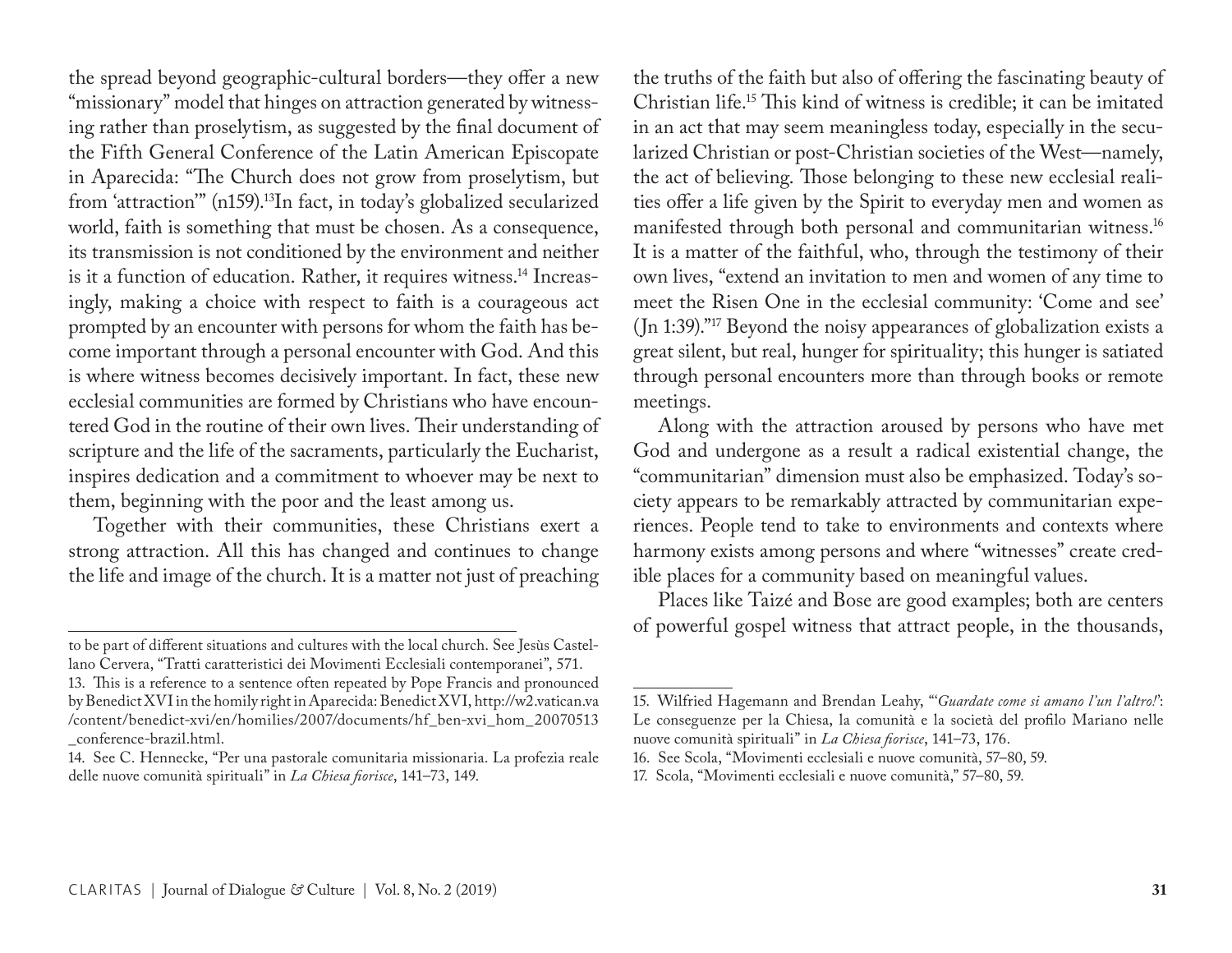the spread beyond geographic-cultural borders—they offer a new "missionary" model that hinges on attraction generated by witnessing rather than proselytism, as suggested by the final document of the Fifth General Conference of the Latin American Episcopate in Aparecida: "The Church does not grow from proselytism, but from 'attraction'" (n159).[13]In fact, in today's globalized secularized world, faith is something that must be chosen. As a consequence, its transmission is not conditioned by the environment and neither is it a function of education. Rather, it requires witness.[14] Increasingly, making a choice with respect to faith is a courageous act prompted by an encounter with persons for whom the faith has become important through a personal encounter with God. And this is where witness becomes decisively important. In fact, these new ecclesial communities are formed by Christians who have encountered God in the routine of their own lives. Their understanding of scripture and the life of the sacraments, particularly the Eucharist, inspires dedication and a commitment to whoever may be next to them, beginning with the poor and the least among us.

Together with their communities, these Christians exert a strong attraction. All this has changed and continues to change the life and image of the church. It is a matter not just of preaching the truths of the faith but also of offering the fascinating beauty of Christian life.[15] This kind of witness is credible; it can be imitated in an act that may seem meaningless today, especially in the secularized Christian or post-Christian societies of the West—namely, the act of believing. Those belonging to these new ecclesial realities offer a life given by the Spirit to everyday men and women as manifested through both personal and communitarian witness.[16] It is a matter of the faithful, who, through the testimony of their own lives, "extend an invitation to men and women of any time to meet the Risen One in the ecclesial community: 'Come and see' (Jn 1:39)."[17] Beyond the noisy appearances of globalization exists a great silent, but real, hunger for spirituality; this hunger is satiated through personal encounters more than through books or remote meetings.

Along with the attraction aroused by persons who have met God and undergone as a result a radical existential change, the "communitarian" dimension must also be emphasized. Today's society appears to be remarkably attracted by communitarian experiences. People tend to take to environments and contexts where harmony exists among persons and where "witnesses" create credible places for a community based on meaningful values.

Places like Taizé and Bose are good examples; both are centers of powerful gospel witness that attract people, in the thousands,

---

to be part of different situations and cultures with the local church. See Jesùs Castellano Cervera, "Tratti caratteristici dei Movimenti Ecclesiali contemporanei", 571.

13. This is a reference to a sentence often repeated by Pope Francis and pronounced by Benedict XVI in the homily right in Aparecida: Benedict XVI, http://w2.vatican.va/content/benedict-xvi/en/homilies/2007/documents/hf_ben-xvi_hom_20070513_conference-brazil.html.

14. See C. Hennecke, "Per una pastorale comunitaria missionaria. La profezia reale delle nuove comunità spirituali" in *La Chiesa fiorisce*, 141–73, 149.

15. Wilfried Hagemann and Brendan Leahy, "'*Guardate come si amano l'un l'altro!*': Le conseguenze per la Chiesa, la comunità e la società del profilo Mariano nelle nuove comunità spirituali" in *La Chiesa fiorisce*, 141–73, 176.

16. See Scola, "Movimenti ecclesiali e nuove comunità, 57–80, 59.

17. Scola, "Movimenti ecclesiali e nuove comunità," 57–80, 59.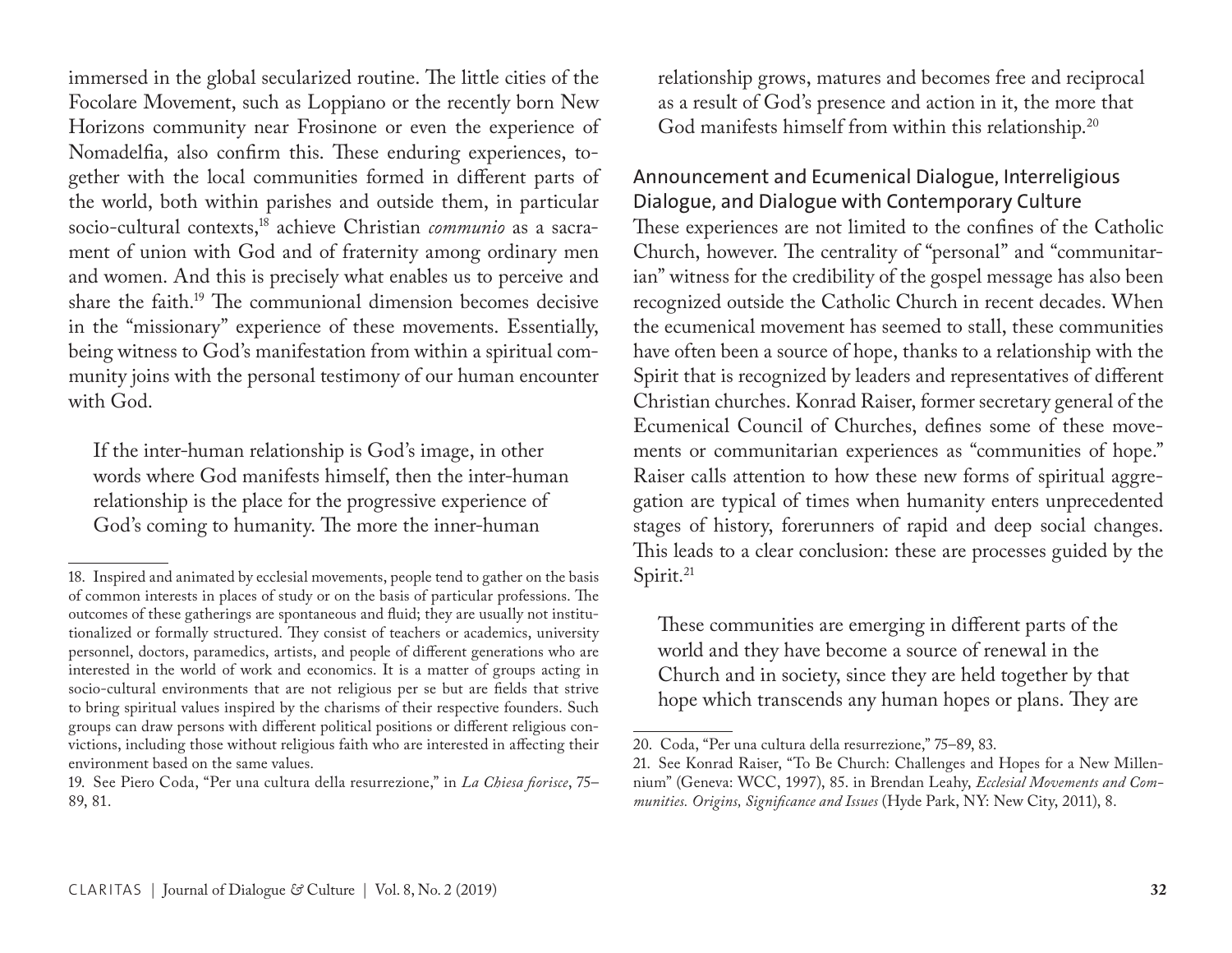immersed in the global secularized routine. The little cities of the Focolare Movement, such as Loppiano or the recently born New Horizons community near Frosinone or even the experience of Nomadelfia, also confirm this. These enduring experiences, together with the local communities formed in different parts of the world, both within parishes and outside them, in particular socio-cultural contexts,[18] achieve Christian *communio* as a sacrament of union with God and of fraternity among ordinary men and women. And this is precisely what enables us to perceive and share the faith.[19] The communional dimension becomes decisive in the "missionary" experience of these movements. Essentially, being witness to God's manifestation from within a spiritual community joins with the personal testimony of our human encounter with God.

> If the inter-human relationship is God's image, in other words where God manifests himself, then the inter-human relationship is the place for the progressive experience of God's coming to humanity. The more the inner-human relationship grows, matures and becomes free and reciprocal as a result of God's presence and action in it, the more that God manifests himself from within this relationship.[20]

## Announcement and Ecumenical Dialogue, Interreligious Dialogue, and Dialogue with Contemporary Culture

These experiences are not limited to the confines of the Catholic Church, however. The centrality of "personal" and "communitarian" witness for the credibility of the gospel message has also been recognized outside the Catholic Church in recent decades. When the ecumenical movement has seemed to stall, these communities have often been a source of hope, thanks to a relationship with the Spirit that is recognized by leaders and representatives of different Christian churches. Konrad Raiser, former secretary general of the Ecumenical Council of Churches, defines some of these movements or communitarian experiences as "communities of hope." Raiser calls attention to how these new forms of spiritual aggregation are typical of times when humanity enters unprecedented stages of history, forerunners of rapid and deep social changes. This leads to a clear conclusion: these are processes guided by the Spirit.[21]

> These communities are emerging in different parts of the world and they have become a source of renewal in the Church and in society, since they are held together by that hope which transcends any human hopes or plans. They are

18. Inspired and animated by ecclesial movements, people tend to gather on the basis of common interests in places of study or on the basis of particular professions. The outcomes of these gatherings are spontaneous and fluid; they are usually not institutionalized or formally structured. They consist of teachers or academics, university personnel, doctors, paramedics, artists, and people of different generations who are interested in the world of work and economics. It is a matter of groups acting in socio-cultural environments that are not religious per se but are fields that strive to bring spiritual values inspired by the charisms of their respective founders. Such groups can draw persons with different political positions or different religious convictions, including those without religious faith who are interested in affecting their environment based on the same values.

19. See Piero Coda, "Per una cultura della resurrezione," in *La Chiesa fiorisce*, 75–89, 81.

20. Coda, "Per una cultura della resurrezione," 75–89, 83.

21. See Konrad Raiser, "To Be Church: Challenges and Hopes for a New Millennium" (Geneva: WCC, 1997), 85. in Brendan Leahy, *Ecclesial Movements and Communities. Origins, Significance and Issues* (Hyde Park, NY: New City, 2011), 8.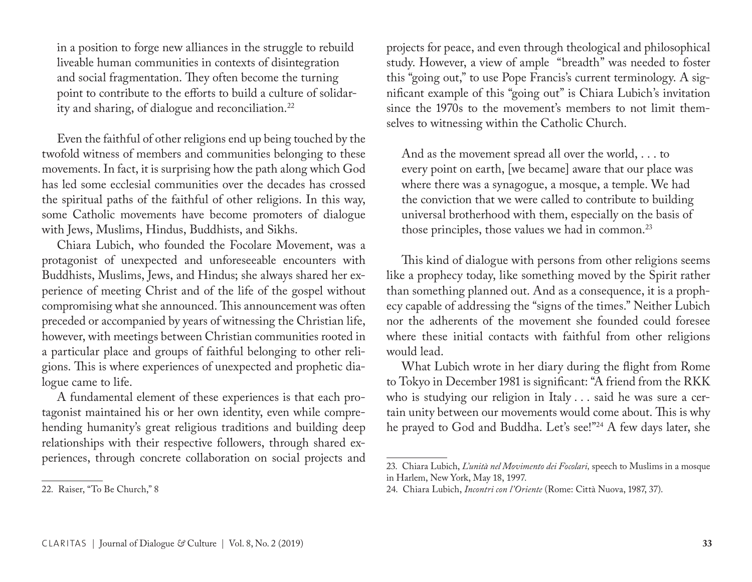in a position to forge new alliances in the struggle to rebuild liveable human communities in contexts of disintegration and social fragmentation. They often become the turning point to contribute to the efforts to build a culture of solidarity and sharing, of dialogue and reconciliation.[22]

Even the faithful of other religions end up being touched by the twofold witness of members and communities belonging to these movements. In fact, it is surprising how the path along which God has led some ecclesial communities over the decades has crossed the spiritual paths of the faithful of other religions. In this way, some Catholic movements have become promoters of dialogue with Jews, Muslims, Hindus, Buddhists, and Sikhs.

Chiara Lubich, who founded the Focolare Movement, was a protagonist of unexpected and unforeseeable encounters with Buddhists, Muslims, Jews, and Hindus; she always shared her experience of meeting Christ and of the life of the gospel without compromising what she announced. This announcement was often preceded or accompanied by years of witnessing the Christian life, however, with meetings between Christian communities rooted in a particular place and groups of faithful belonging to other religions. This is where experiences of unexpected and prophetic dialogue came to life.

A fundamental element of these experiences is that each protagonist maintained his or her own identity, even while comprehending humanity's great religious traditions and building deep relationships with their respective followers, through shared experiences, through concrete collaboration on social projects and projects for peace, and even through theological and philosophical study. However, a view of ample "breadth" was needed to foster this "going out," to use Pope Francis's current terminology. A significant example of this "going out" is Chiara Lubich's invitation since the 1970s to the movement's members to not limit themselves to witnessing within the Catholic Church.

> And as the movement spread all over the world, . . . to every point on earth, [we became] aware that our place was where there was a synagogue, a mosque, a temple. We had the conviction that we were called to contribute to building universal brotherhood with them, especially on the basis of those principles, those values we had in common.[23]

This kind of dialogue with persons from other religions seems like a prophecy today, like something moved by the Spirit rather than something planned out. And as a consequence, it is a prophecy capable of addressing the "signs of the times." Neither Lubich nor the adherents of the movement she founded could foresee where these initial contacts with faithful from other religions would lead.

What Lubich wrote in her diary during the flight from Rome to Tokyo in December 1981 is significant: "A friend from the RKK who is studying our religion in Italy . . . said he was sure a certain unity between our movements would come about. This is why he prayed to God and Buddha. Let's see!"[24] A few days later, she

---

22. Raiser, "To Be Church," 8

23. Chiara Lubich, *L'unità nel Movimento dei Focolari,* speech to Muslims in a mosque in Harlem, New York, May 18, 1997.

24. Chiara Lubich, *Incontri con l'Oriente* (Rome: Città Nuova, 1987, 37).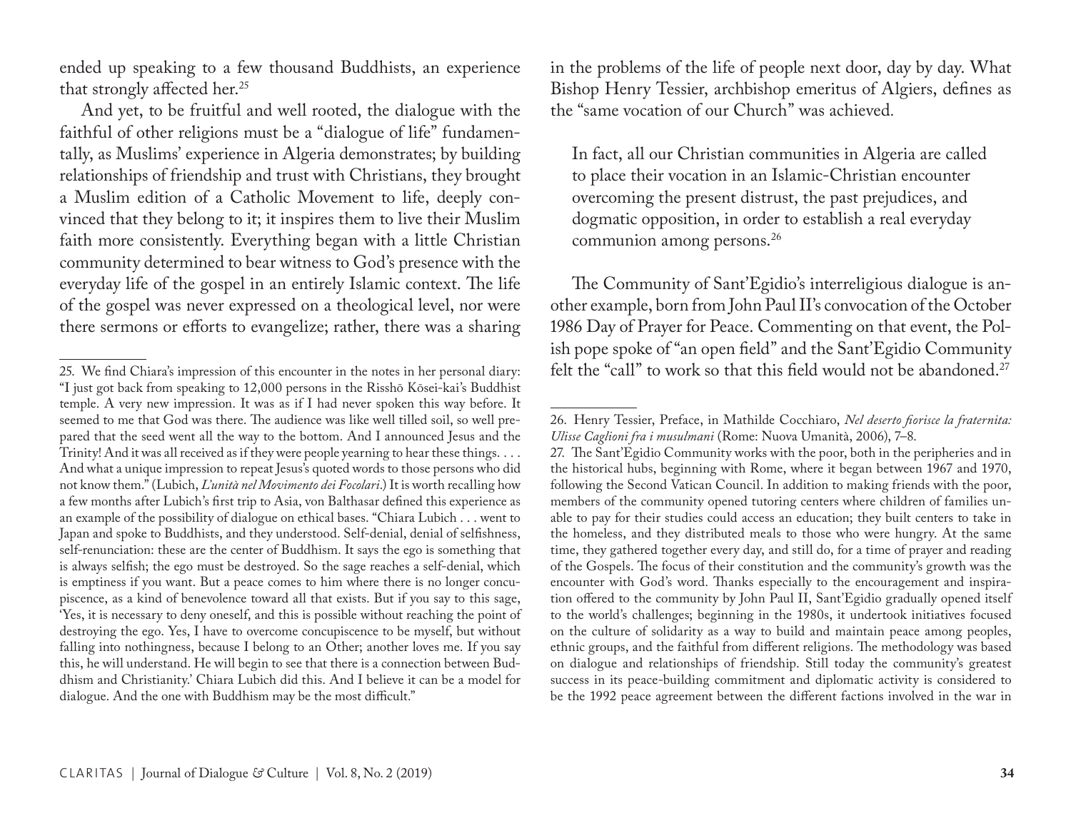ended up speaking to a few thousand Buddhists, an experience that strongly affected her.[25]

And yet, to be fruitful and well rooted, the dialogue with the faithful of other religions must be a "dialogue of life" fundamentally, as Muslims' experience in Algeria demonstrates; by building relationships of friendship and trust with Christians, they brought a Muslim edition of a Catholic Movement to life, deeply convinced that they belong to it; it inspires them to live their Muslim faith more consistently. Everything began with a little Christian community determined to bear witness to God's presence with the everyday life of the gospel in an entirely Islamic context. The life of the gospel was never expressed on a theological level, nor were there sermons or efforts to evangelize; rather, there was a sharing in the problems of the life of people next door, day by day. What Bishop Henry Tessier, archbishop emeritus of Algiers, defines as the "same vocation of our Church" was achieved.

> In fact, all our Christian communities in Algeria are called to place their vocation in an Islamic-Christian encounter overcoming the present distrust, the past prejudices, and dogmatic opposition, in order to establish a real everyday communion among persons.[26]

The Community of Sant'Egidio's interreligious dialogue is another example, born from John Paul II's convocation of the October 1986 Day of Prayer for Peace. Commenting on that event, the Polish pope spoke of "an open field" and the Sant'Egidio Community felt the "call" to work so that this field would not be abandoned.[27]

---

25. We find Chiara's impression of this encounter in the notes in her personal diary: "I just got back from speaking to 12,000 persons in the Risshō Kōsei-kai's Buddhist temple. A very new impression. It was as if I had never spoken this way before. It seemed to me that God was there. The audience was like well tilled soil, so well prepared that the seed went all the way to the bottom. And I announced Jesus and the Trinity! And it was all received as if they were people yearning to hear these things. . . . And what a unique impression to repeat Jesus's quoted words to those persons who did not know them." (Lubich, *L'unità nel Movimento dei Focolari*.) It is worth recalling how a few months after Lubich's first trip to Asia, von Balthasar defined this experience as an example of the possibility of dialogue on ethical bases. "Chiara Lubich . . . went to Japan and spoke to Buddhists, and they understood. Self-denial, denial of selfishness, self-renunciation: these are the center of Buddhism. It says the ego is something that is always selfish; the ego must be destroyed. So the sage reaches a self-denial, which is emptiness if you want. But a peace comes to him where there is no longer concupiscence, as a kind of benevolence toward all that exists. But if you say to this sage, 'Yes, it is necessary to deny oneself, and this is possible without reaching the point of destroying the ego. Yes, I have to overcome concupiscence to be myself, but without falling into nothingness, because I belong to an Other; another loves me. If you say this, he will understand. He will begin to see that there is a connection between Buddhism and Christianity.' Chiara Lubich did this. And I believe it can be a model for dialogue. And the one with Buddhism may be the most difficult."

26. Henry Tessier, Preface, in Mathilde Cocchiaro, *Nel deserto fiorisce la fraternita: Ulisse Caglioni fra i musulmani* (Rome: Nuova Umanità, 2006), 7–8.

27. The Sant'Egidio Community works with the poor, both in the peripheries and in the historical hubs, beginning with Rome, where it began between 1967 and 1970, following the Second Vatican Council. In addition to making friends with the poor, members of the community opened tutoring centers where children of families unable to pay for their studies could access an education; they built centers to take in the homeless, and they distributed meals to those who were hungry. At the same time, they gathered together every day, and still do, for a time of prayer and reading of the Gospels. The focus of their constitution and the community's growth was the encounter with God's word. Thanks especially to the encouragement and inspiration offered to the community by John Paul II, Sant'Egidio gradually opened itself to the world's challenges; beginning in the 1980s, it undertook initiatives focused on the culture of solidarity as a way to build and maintain peace among peoples, ethnic groups, and the faithful from different religions. The methodology was based on dialogue and relationships of friendship. Still today the community's greatest success in its peace-building commitment and diplomatic activity is considered to be the 1992 peace agreement between the different factions involved in the war in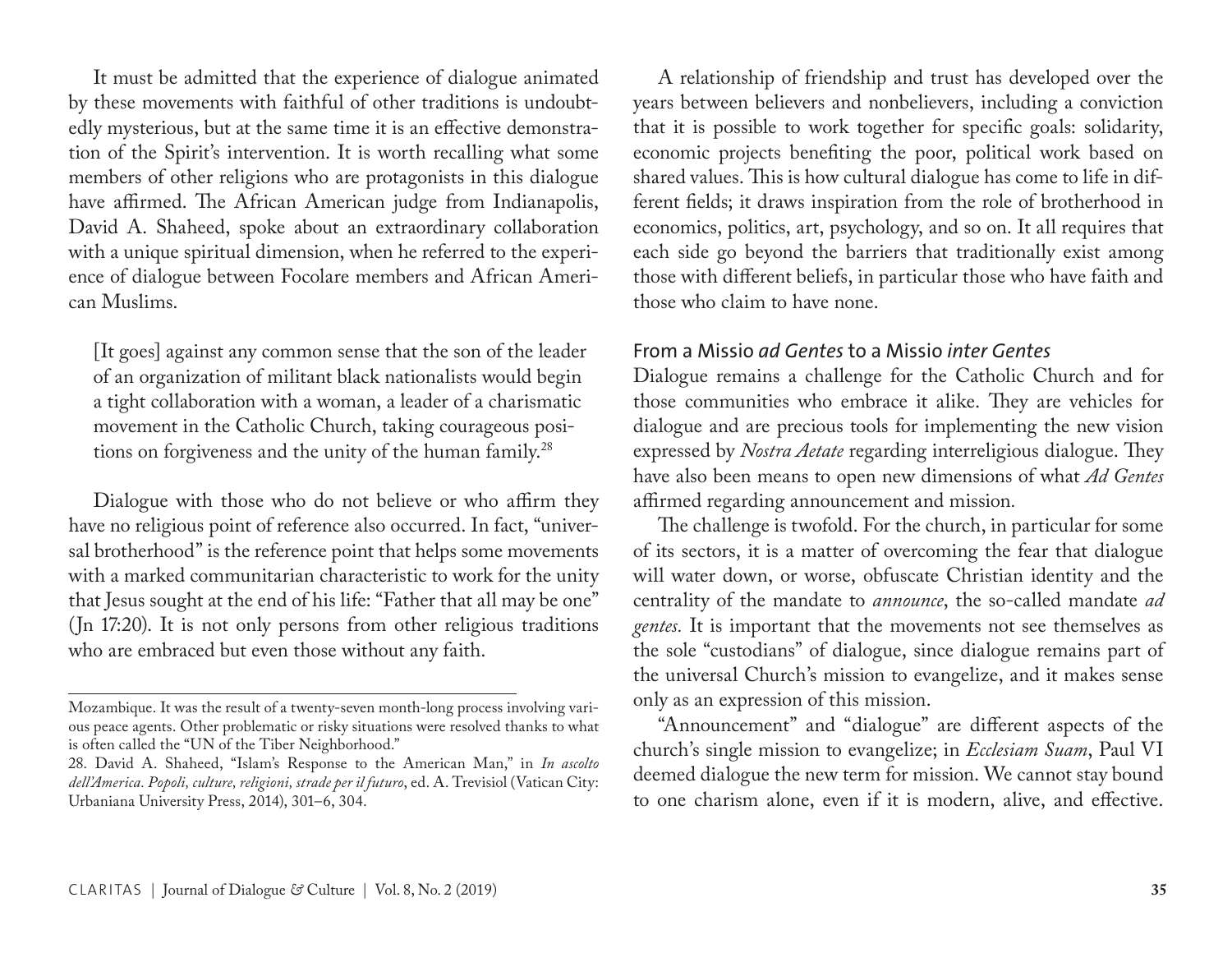It must be admitted that the experience of dialogue animated by these movements with faithful of other traditions is undoubtedly mysterious, but at the same time it is an effective demonstration of the Spirit's intervention. It is worth recalling what some members of other religions who are protagonists in this dialogue have affirmed. The African American judge from Indianapolis, David A. Shaheed, spoke about an extraordinary collaboration with a unique spiritual dimension, when he referred to the experience of dialogue between Focolare members and African American Muslims.

> [It goes] against any common sense that the son of the leader of an organization of militant black nationalists would begin a tight collaboration with a woman, a leader of a charismatic movement in the Catholic Church, taking courageous positions on forgiveness and the unity of the human family.[28]

Dialogue with those who do not believe or who affirm they have no religious point of reference also occurred. In fact, "universal brotherhood" is the reference point that helps some movements with a marked communitarian characteristic to work for the unity that Jesus sought at the end of his life: "Father that all may be one" (Jn 17:20). It is not only persons from other religious traditions who are embraced but even those without any faith.

A relationship of friendship and trust has developed over the years between believers and nonbelievers, including a conviction that it is possible to work together for specific goals: solidarity, economic projects benefiting the poor, political work based on shared values. This is how cultural dialogue has come to life in different fields; it draws inspiration from the role of brotherhood in economics, politics, art, psychology, and so on. It all requires that each side go beyond the barriers that traditionally exist among those with different beliefs, in particular those who have faith and those who claim to have none.

### From a Missio *ad Gentes* to a Missio *inter Gentes*

Dialogue remains a challenge for the Catholic Church and for those communities who embrace it alike. They are vehicles for dialogue and are precious tools for implementing the new vision expressed by *Nostra Aetate* regarding interreligious dialogue. They have also been means to open new dimensions of what *Ad Gentes* affirmed regarding announcement and mission.

The challenge is twofold. For the church, in particular for some of its sectors, it is a matter of overcoming the fear that dialogue will water down, or worse, obfuscate Christian identity and the centrality of the mandate to *announce*, the so-called mandate *ad gentes.* It is important that the movements not see themselves as the sole "custodians" of dialogue, since dialogue remains part of the universal Church's mission to evangelize, and it makes sense only as an expression of this mission.

"Announcement" and "dialogue" are different aspects of the church's single mission to evangelize; in *Ecclesiam Suam*, Paul VI deemed dialogue the new term for mission. We cannot stay bound to one charism alone, even if it is modern, alive, and effective.

---

Mozambique. It was the result of a twenty-seven month-long process involving various peace agents. Other problematic or risky situations were resolved thanks to what is often called the "UN of the Tiber Neighborhood."

28. David A. Shaheed, "Islam's Response to the American Man," in *In ascolto dell'America. Popoli, culture, religioni, strade per il futuro*, ed. A. Trevisiol (Vatican City: Urbaniana University Press, 2014), 301–6, 304.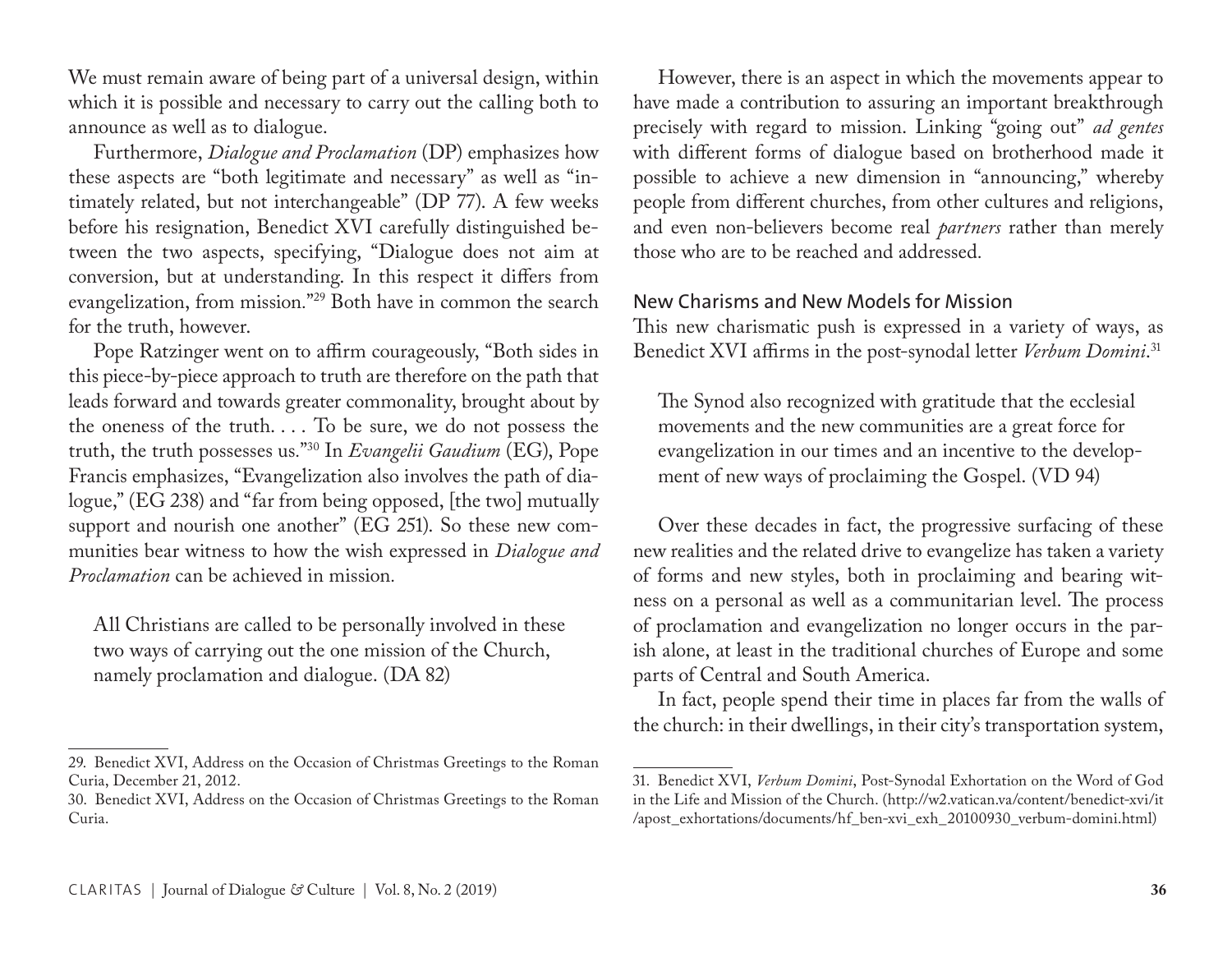We must remain aware of being part of a universal design, within which it is possible and necessary to carry out the calling both to announce as well as to dialogue.

Furthermore, *Dialogue and Proclamation* (DP) emphasizes how these aspects are "both legitimate and necessary" as well as "intimately related, but not interchangeable" (DP 77). A few weeks before his resignation, Benedict XVI carefully distinguished between the two aspects, specifying, "Dialogue does not aim at conversion, but at understanding. In this respect it differs from evangelization, from mission."[29] Both have in common the search for the truth, however.

Pope Ratzinger went on to affirm courageously, "Both sides in this piece-by-piece approach to truth are therefore on the path that leads forward and towards greater commonality, brought about by the oneness of the truth. . . . To be sure, we do not possess the truth, the truth possesses us."[30] In *Evangelii Gaudium* (EG), Pope Francis emphasizes, "Evangelization also involves the path of dialogue," (EG 238) and "far from being opposed, [the two] mutually support and nourish one another" (EG 251). So these new communities bear witness to how the wish expressed in *Dialogue and Proclamation* can be achieved in mission.

> All Christians are called to be personally involved in these two ways of carrying out the one mission of the Church, namely proclamation and dialogue. (DA 82)

However, there is an aspect in which the movements appear to have made a contribution to assuring an important breakthrough precisely with regard to mission. Linking "going out" *ad gentes* with different forms of dialogue based on brotherhood made it possible to achieve a new dimension in "announcing," whereby people from different churches, from other cultures and religions, and even non-believers become real *partners* rather than merely those who are to be reached and addressed.

## New Charisms and New Models for Mission

This new charismatic push is expressed in a variety of ways, as Benedict XVI affirms in the post-synodal letter *Verbum Domini*.[31]

> The Synod also recognized with gratitude that the ecclesial movements and the new communities are a great force for evangelization in our times and an incentive to the development of new ways of proclaiming the Gospel. (VD 94)

Over these decades in fact, the progressive surfacing of these new realities and the related drive to evangelize has taken a variety of forms and new styles, both in proclaiming and bearing witness on a personal as well as a communitarian level. The process of proclamation and evangelization no longer occurs in the parish alone, at least in the traditional churches of Europe and some parts of Central and South America.

In fact, people spend their time in places far from the walls of the church: in their dwellings, in their city's transportation system,

---

29. Benedict XVI, Address on the Occasion of Christmas Greetings to the Roman Curia, December 21, 2012.

30. Benedict XVI, Address on the Occasion of Christmas Greetings to the Roman Curia.

31. Benedict XVI, *Verbum Domini*, Post-Synodal Exhortation on the Word of God in the Life and Mission of the Church. (http://w2.vatican.va/content/benedict-xvi/it/apost_exhortations/documents/hf_ben-xvi_exh_20100930_verbum-domini.html)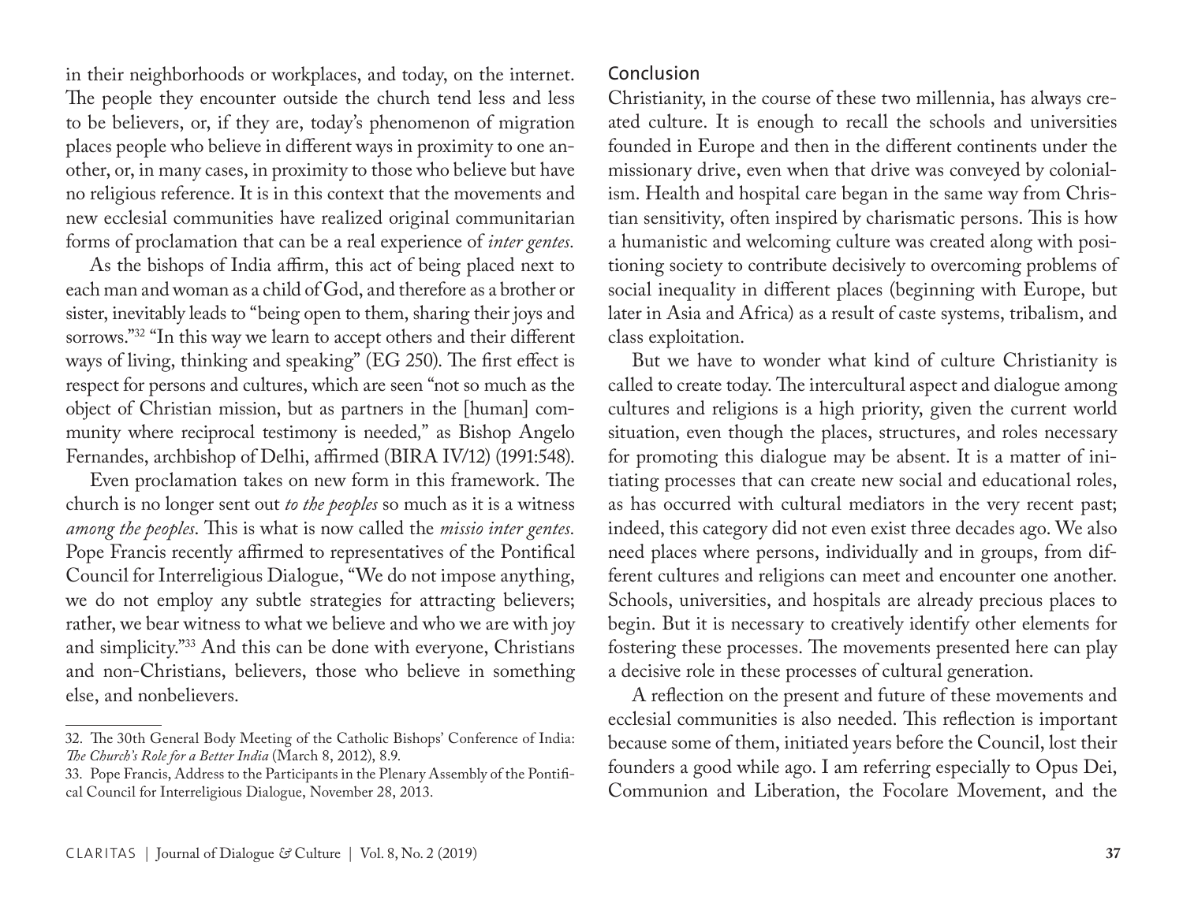in their neighborhoods or workplaces, and today, on the internet. The people they encounter outside the church tend less and less to be believers, or, if they are, today's phenomenon of migration places people who believe in different ways in proximity to one another, or, in many cases, in proximity to those who believe but have no religious reference. It is in this context that the movements and new ecclesial communities have realized original communitarian forms of proclamation that can be a real experience of *inter gentes.*

As the bishops of India affirm, this act of being placed next to each man and woman as a child of God, and therefore as a brother or sister, inevitably leads to "being open to them, sharing their joys and sorrows."[32] "In this way we learn to accept others and their different ways of living, thinking and speaking" (EG 250). The first effect is respect for persons and cultures, which are seen "not so much as the object of Christian mission, but as partners in the [human] community where reciprocal testimony is needed," as Bishop Angelo Fernandes, archbishop of Delhi, affirmed (BIRA IV/12) (1991:548).

Even proclamation takes on new form in this framework. The church is no longer sent out *to the peoples* so much as it is a witness *among the peoples*. This is what is now called the *missio inter gentes.* Pope Francis recently affirmed to representatives of the Pontifical Council for Interreligious Dialogue, "We do not impose anything, we do not employ any subtle strategies for attracting believers; rather, we bear witness to what we believe and who we are with joy and simplicity."[33] And this can be done with everyone, Christians and non-Christians, believers, those who believe in something else, and nonbelievers.

## Conclusion

Christianity, in the course of these two millennia, has always created culture. It is enough to recall the schools and universities founded in Europe and then in the different continents under the missionary drive, even when that drive was conveyed by colonialism. Health and hospital care began in the same way from Christian sensitivity, often inspired by charismatic persons. This is how a humanistic and welcoming culture was created along with positioning society to contribute decisively to overcoming problems of social inequality in different places (beginning with Europe, but later in Asia and Africa) as a result of caste systems, tribalism, and class exploitation.

But we have to wonder what kind of culture Christianity is called to create today. The intercultural aspect and dialogue among cultures and religions is a high priority, given the current world situation, even though the places, structures, and roles necessary for promoting this dialogue may be absent. It is a matter of initiating processes that can create new social and educational roles, as has occurred with cultural mediators in the very recent past; indeed, this category did not even exist three decades ago. We also need places where persons, individually and in groups, from different cultures and religions can meet and encounter one another. Schools, universities, and hospitals are already precious places to begin. But it is necessary to creatively identify other elements for fostering these processes. The movements presented here can play a decisive role in these processes of cultural generation.

A reflection on the present and future of these movements and ecclesial communities is also needed. This reflection is important because some of them, initiated years before the Council, lost their founders a good while ago. I am referring especially to Opus Dei, Communion and Liberation, the Focolare Movement, and the

---

32. The 30th General Body Meeting of the Catholic Bishops' Conference of India: *The Church's Role for a Better India* (March 8, 2012), 8.9.

33. Pope Francis, Address to the Participants in the Plenary Assembly of the Pontifical Council for Interreligious Dialogue, November 28, 2013.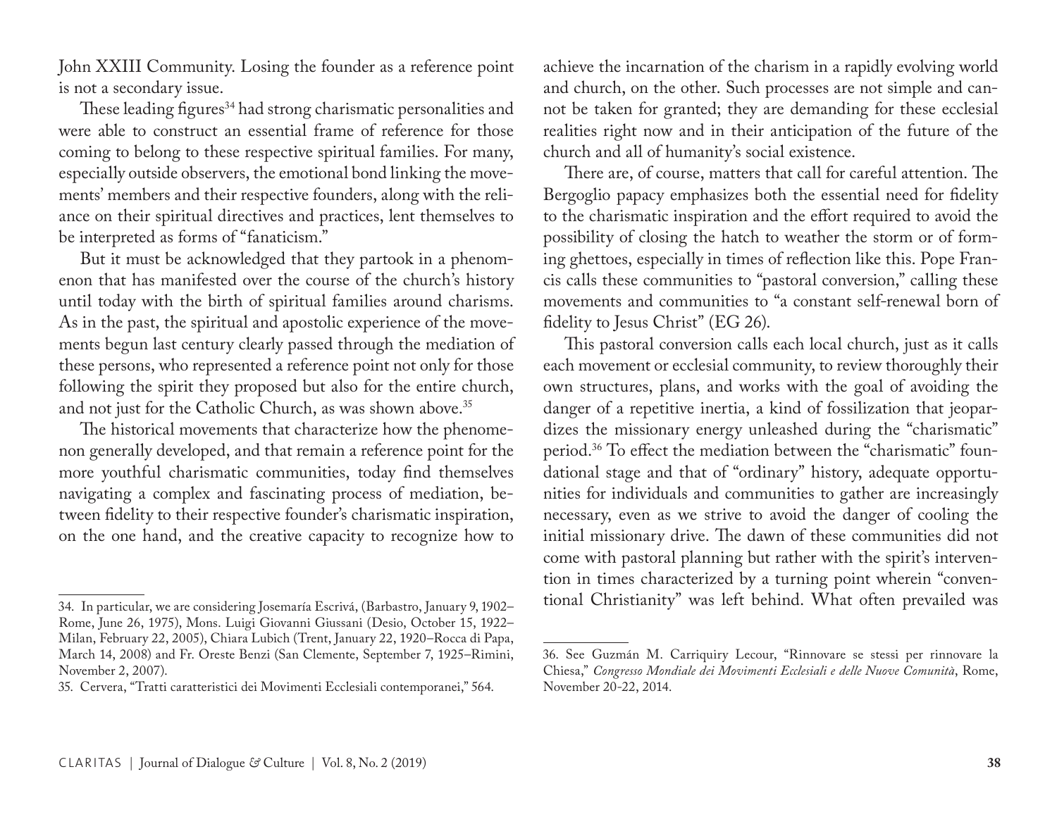John XXIII Community. Losing the founder as a reference point is not a secondary issue.

These leading figures[34] had strong charismatic personalities and were able to construct an essential frame of reference for those coming to belong to these respective spiritual families. For many, especially outside observers, the emotional bond linking the movements' members and their respective founders, along with the reliance on their spiritual directives and practices, lent themselves to be interpreted as forms of "fanaticism."

But it must be acknowledged that they partook in a phenomenon that has manifested over the course of the church's history until today with the birth of spiritual families around charisms. As in the past, the spiritual and apostolic experience of the movements begun last century clearly passed through the mediation of these persons, who represented a reference point not only for those following the spirit they proposed but also for the entire church, and not just for the Catholic Church, as was shown above.[35]

The historical movements that characterize how the phenomenon generally developed, and that remain a reference point for the more youthful charismatic communities, today find themselves navigating a complex and fascinating process of mediation, between fidelity to their respective founder's charismatic inspiration, on the one hand, and the creative capacity to recognize how to achieve the incarnation of the charism in a rapidly evolving world and church, on the other. Such processes are not simple and cannot be taken for granted; they are demanding for these ecclesial realities right now and in their anticipation of the future of the church and all of humanity's social existence.

There are, of course, matters that call for careful attention. The Bergoglio papacy emphasizes both the essential need for fidelity to the charismatic inspiration and the effort required to avoid the possibility of closing the hatch to weather the storm or of forming ghettoes, especially in times of reflection like this. Pope Francis calls these communities to "pastoral conversion," calling these movements and communities to "a constant self-renewal born of fidelity to Jesus Christ" (EG 26).

This pastoral conversion calls each local church, just as it calls each movement or ecclesial community, to review thoroughly their own structures, plans, and works with the goal of avoiding the danger of a repetitive inertia, a kind of fossilization that jeopardizes the missionary energy unleashed during the "charismatic" period.[36] To effect the mediation between the "charismatic" foundational stage and that of "ordinary" history, adequate opportunities for individuals and communities to gather are increasingly necessary, even as we strive to avoid the danger of cooling the initial missionary drive. The dawn of these communities did not come with pastoral planning but rather with the spirit's intervention in times characterized by a turning point wherein "conventional Christianity" was left behind. What often prevailed was

---

34. In particular, we are considering Josemaría Escrivá, (Barbastro, January 9, 1902–Rome, June 26, 1975), Mons. Luigi Giovanni Giussani (Desio, October 15, 1922–Milan, February 22, 2005), Chiara Lubich (Trent, January 22, 1920–Rocca di Papa, March 14, 2008) and Fr. Oreste Benzi (San Clemente, September 7, 1925–Rimini, November 2, 2007).

35. Cervera, "Tratti caratteristici dei Movimenti Ecclesiali contemporanei," 564.

36. See Guzmán M. Carriquiry Lecour, "Rinnovare se stessi per rinnovare la Chiesa," *Congresso Mondiale dei Movimenti Ecclesiali e delle Nuove Comunità*, Rome, November 20-22, 2014.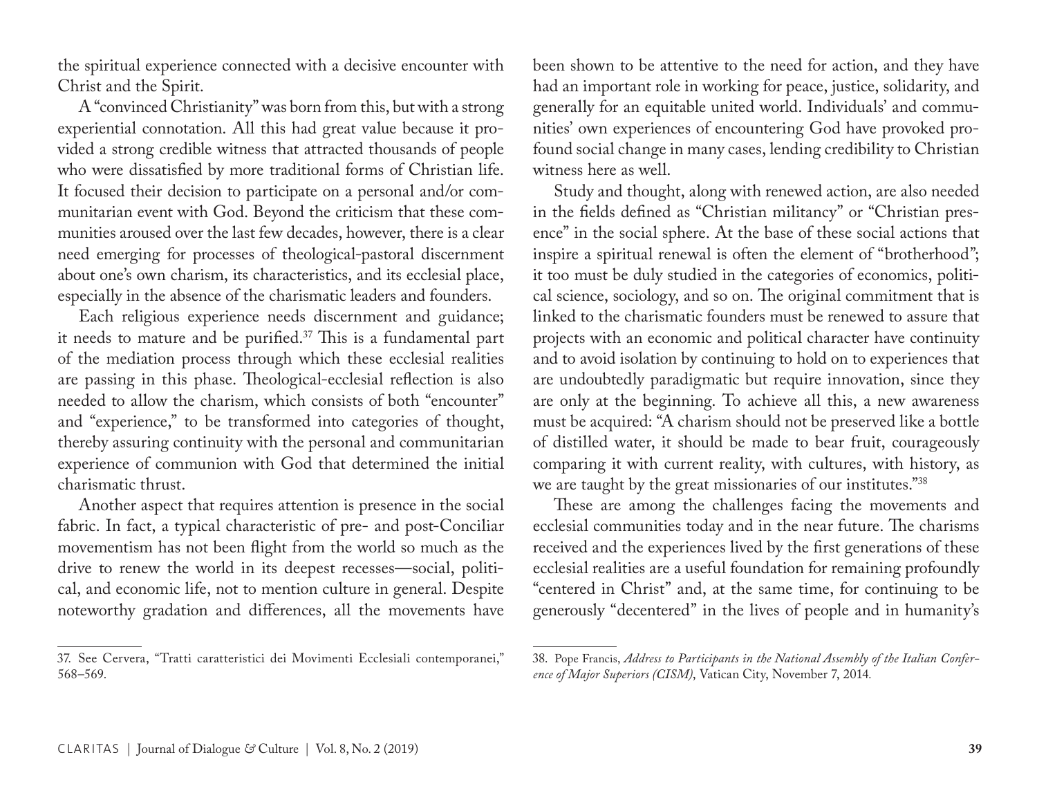the spiritual experience connected with a decisive encounter with Christ and the Spirit.

A "convinced Christianity" was born from this, but with a strong experiential connotation. All this had great value because it provided a strong credible witness that attracted thousands of people who were dissatisfied by more traditional forms of Christian life. It focused their decision to participate on a personal and/or communitarian event with God. Beyond the criticism that these communities aroused over the last few decades, however, there is a clear need emerging for processes of theological-pastoral discernment about one's own charism, its characteristics, and its ecclesial place, especially in the absence of the charismatic leaders and founders.

Each religious experience needs discernment and guidance; it needs to mature and be purified.[37] This is a fundamental part of the mediation process through which these ecclesial realities are passing in this phase. Theological-ecclesial reflection is also needed to allow the charism, which consists of both "encounter" and "experience," to be transformed into categories of thought, thereby assuring continuity with the personal and communitarian experience of communion with God that determined the initial charismatic thrust.

Another aspect that requires attention is presence in the social fabric. In fact, a typical characteristic of pre- and post-Conciliar movementism has not been flight from the world so much as the drive to renew the world in its deepest recesses—social, political, and economic life, not to mention culture in general. Despite noteworthy gradation and differences, all the movements have been shown to be attentive to the need for action, and they have had an important role in working for peace, justice, solidarity, and generally for an equitable united world. Individuals' and communities' own experiences of encountering God have provoked profound social change in many cases, lending credibility to Christian witness here as well.

Study and thought, along with renewed action, are also needed in the fields defined as "Christian militancy" or "Christian presence" in the social sphere. At the base of these social actions that inspire a spiritual renewal is often the element of "brotherhood"; it too must be duly studied in the categories of economics, political science, sociology, and so on. The original commitment that is linked to the charismatic founders must be renewed to assure that projects with an economic and political character have continuity and to avoid isolation by continuing to hold on to experiences that are undoubtedly paradigmatic but require innovation, since they are only at the beginning. To achieve all this, a new awareness must be acquired: "A charism should not be preserved like a bottle of distilled water, it should be made to bear fruit, courageously comparing it with current reality, with cultures, with history, as we are taught by the great missionaries of our institutes."[38]

These are among the challenges facing the movements and ecclesial communities today and in the near future. The charisms received and the experiences lived by the first generations of these ecclesial realities are a useful foundation for remaining profoundly "centered in Christ" and, at the same time, for continuing to be generously "decentered" in the lives of people and in humanity's

---

37. See Cervera, "Tratti caratteristici dei Movimenti Ecclesiali contemporanei," 568–569.

38. Pope Francis, *Address to Participants in the National Assembly of the Italian Conference of Major Superiors (CISM)*, Vatican City, November 7, 2014.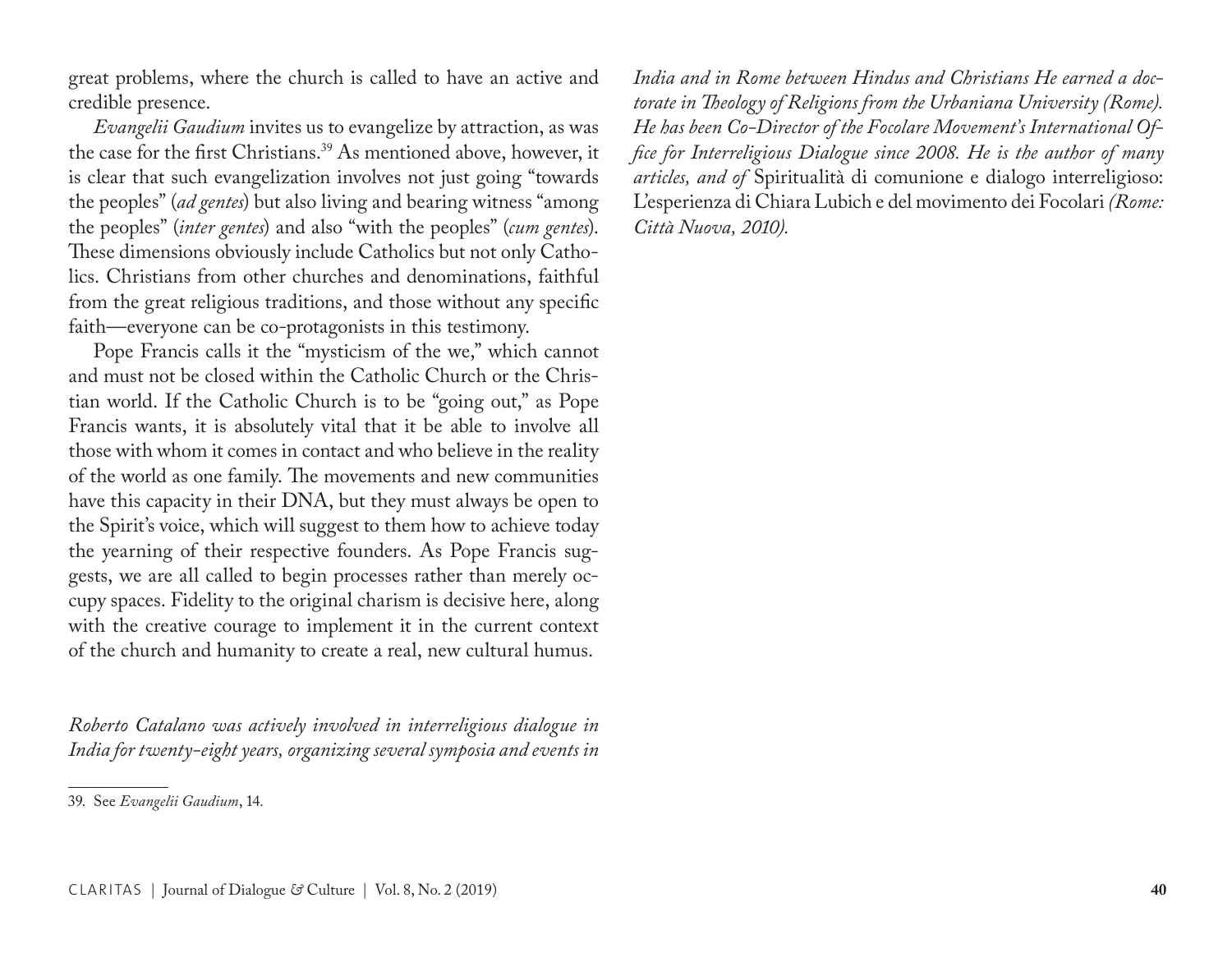great problems, where the church is called to have an active and credible presence.

*Evangelii Gaudium* invites us to evangelize by attraction, as was the case for the first Christians.[39] As mentioned above, however, it is clear that such evangelization involves not just going "towards the peoples" (*ad gentes*) but also living and bearing witness "among the peoples" (*inter gentes*) and also "with the peoples" (*cum gentes*). These dimensions obviously include Catholics but not only Catholics. Christians from other churches and denominations, faithful from the great religious traditions, and those without any specific faith—everyone can be co-protagonists in this testimony.

Pope Francis calls it the "mysticism of the we," which cannot and must not be closed within the Catholic Church or the Christian world. If the Catholic Church is to be "going out," as Pope Francis wants, it is absolutely vital that it be able to involve all those with whom it comes in contact and who believe in the reality of the world as one family. The movements and new communities have this capacity in their DNA, but they must always be open to the Spirit's voice, which will suggest to them how to achieve today the yearning of their respective founders. As Pope Francis suggests, we are all called to begin processes rather than merely occupy spaces. Fidelity to the original charism is decisive here, along with the creative courage to implement it in the current context of the church and humanity to create a real, new cultural humus.

*Roberto Catalano was actively involved in interreligious dialogue in India for twenty-eight years, organizing several symposia and events in India and in Rome between Hindus and Christians He earned a doctorate in Theology of Religions from the Urbaniana University (Rome). He has been Co-Director of the Focolare Movement's International Office for Interreligious Dialogue since 2008. He is the author of many articles, and of* Spiritualità di comunione e dialogo interreligioso: L'esperienza di Chiara Lubich e del movimento dei Focolari *(Rome: Città Nuova, 2010).*

---

39. See *Evangelii Gaudium*, 14.